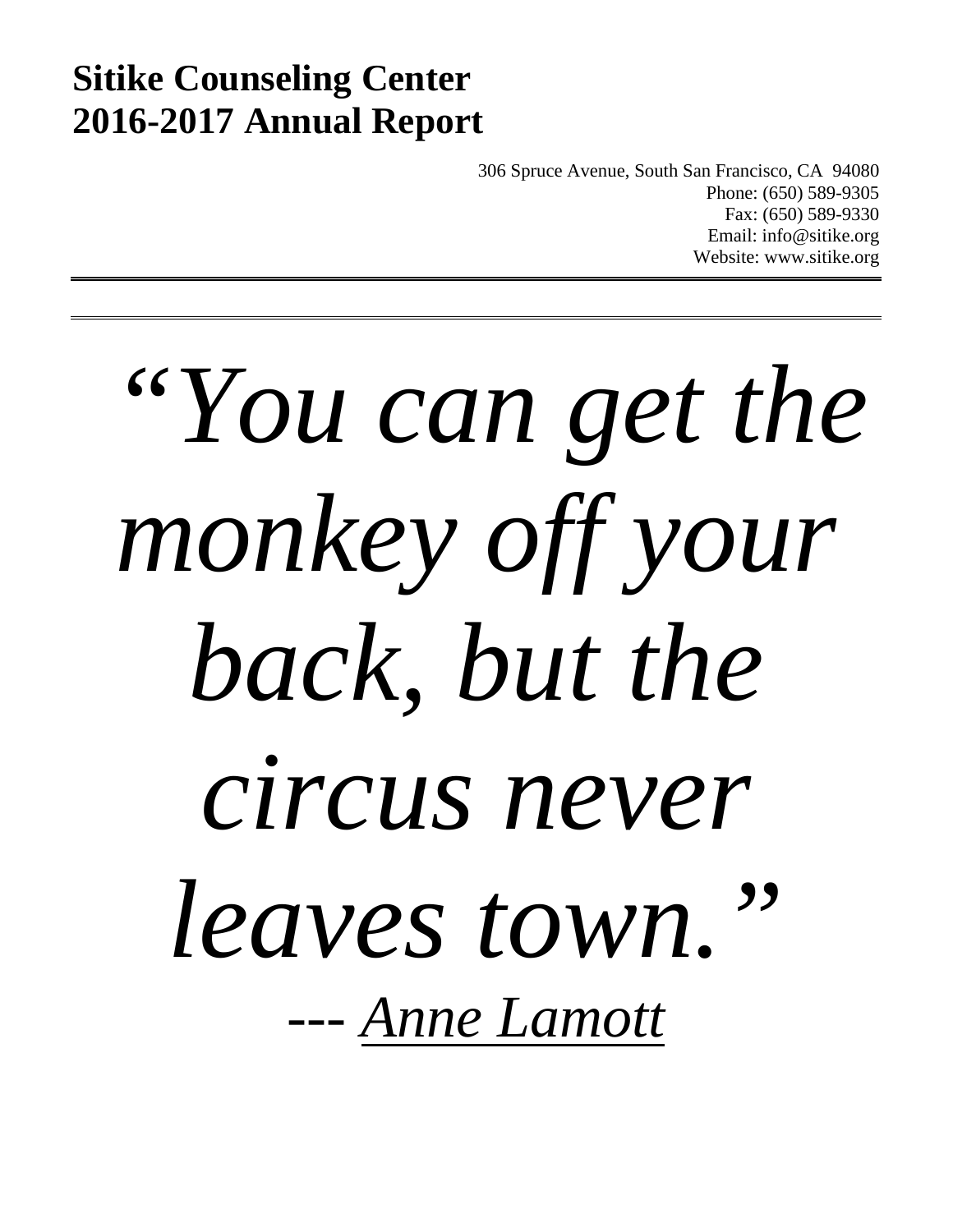# Sitike Counseling Center
# 2016-2017 Annual Report

306 Spruce Avenue, South San Francisco, CA 94080
Phone: (650) 589-9305
Fax: (650) 589-9330
Email: info@sitike.org
Website: www.sitike.org

---

*"You can get the monkey off your back, but the circus never leaves town."*

--- *Anne Lamott*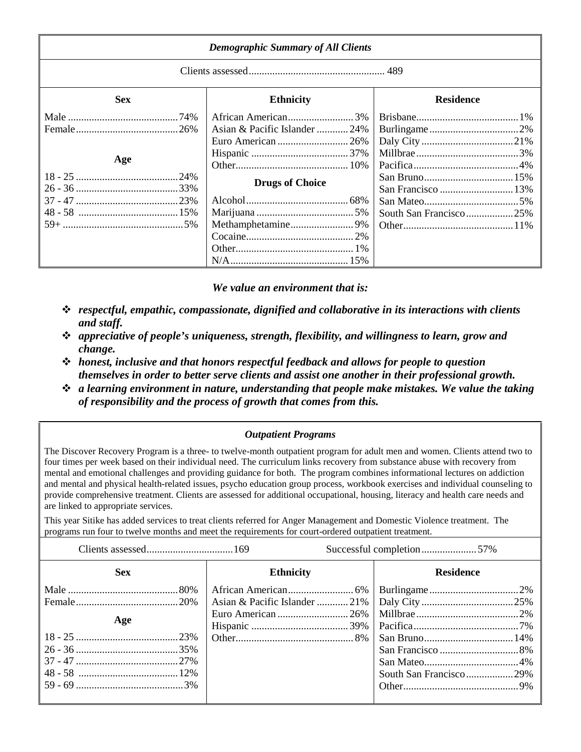### *Demographic Summary of All Clients*

Clients assessed .................................................... 489

| Sex | | Ethnicity | | Residence | |
|---|---|---|---|---|---|
| Male | 74% | African American | 3% | Brisbane | 1% |
| Female | 26% | Asian & Pacific Islander | 24% | Burlingame | 2% |
| | | Euro American | 26% | Daly City | 21% |
| | | Hispanic | 37% | Millbrae | 3% |
| | | Other | 10% | Pacifica | 4% |
| | | | | San Bruno | 15% |
| | | | | San Francisco | 13% |
| | | | | San Mateo | 5% |
| | | | | South San Francisco | 25% |
| | | | | Other | 11% |

| Age | |
|---|---|
| 18 - 25 | 24% |
| 26 - 36 | 33% |
| 37 - 47 | 23% |
| 48 - 58 | 15% |
| 59+ | 5% |

| Drugs of Choice | |
|---|---|
| Alcohol | 68% |
| Marijuana | 5% |
| Methamphetamine | 9% |
| Cocaine | 2% |
| Other | 1% |
| N/A | 15% |

***We value an environment that is:***

- ***respectful, empathic, compassionate, dignified and collaborative in its interactions with clients and staff.***
- ***appreciative of people's uniqueness, strength, flexibility, and willingness to learn, grow and change.***
- ***honest, inclusive and that honors respectful feedback and allows for people to question themselves in order to better serve clients and assist one another in their professional growth.***
- ***a learning environment in nature, understanding that people make mistakes. We value the taking of responsibility and the process of growth that comes from this.***

### *Outpatient Programs*

The Discover Recovery Program is a three- to twelve-month outpatient program for adult men and women. Clients attend two to four times per week based on their individual need. The curriculum links recovery from substance abuse with recovery from mental and emotional challenges and providing guidance for both. The program combines informational lectures on addiction and mental and physical health-related issues, psycho education group process, workbook exercises and individual counseling to provide comprehensive treatment. Clients are assessed for additional occupational, housing, literacy and health care needs and are linked to appropriate services.

This year Sitike has added services to treat clients referred for Anger Management and Domestic Violence treatment. The programs run four to twelve months and meet the requirements for court-ordered outpatient treatment.

Clients assessed ................................ 169 Successful completion ..................... 57%

| Sex | | Ethnicity | | Residence | |
|---|---|---|---|---|---|
| Male | 80% | African American | 6% | Burlingame | 2% |
| Female | 20% | Asian & Pacific Islander | 21% | Daly City | 25% |
| | | Euro American | 26% | Millbrae | 2% |
| | | Hispanic | 39% | Pacifica | 7% |
| | | Other | 8% | San Bruno | 14% |
| | | | | San Francisco | 8% |
| | | | | San Mateo | 4% |
| | | | | South San Francisco | 29% |
| | | | | Other | 9% |

| Age | |
|---|---|
| 18 - 25 | 23% |
| 26 - 36 | 35% |
| 37 - 47 | 27% |
| 48 - 58 | 12% |
| 59 - 69 | 3% |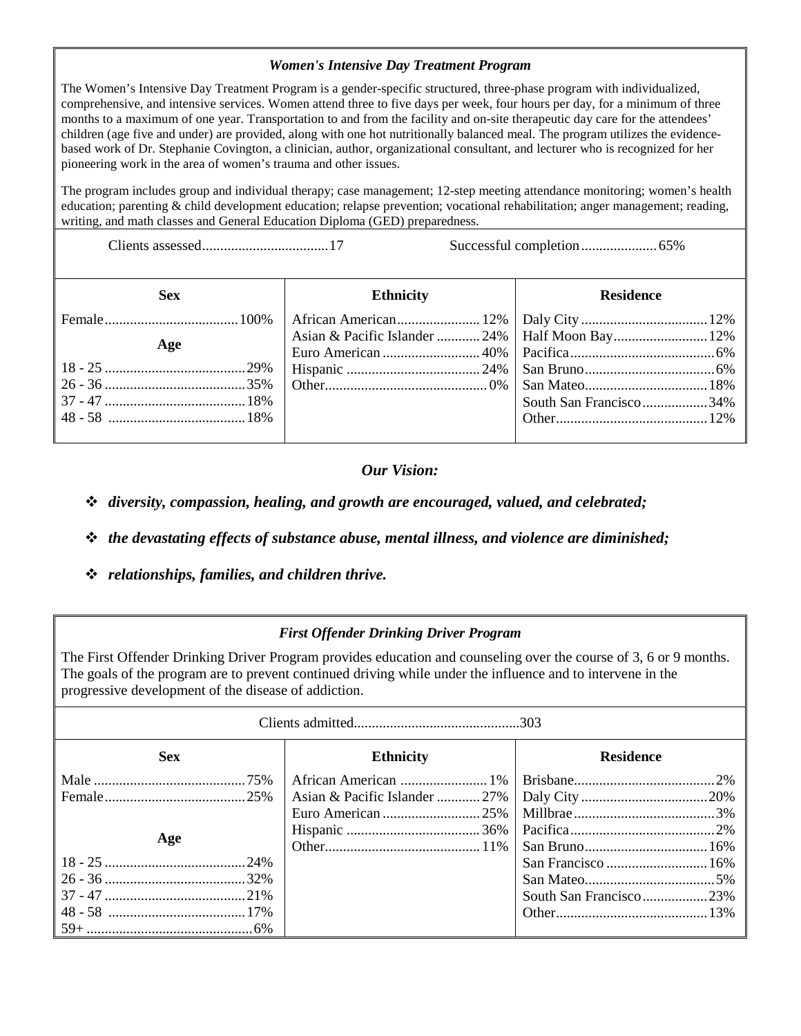### *Women's Intensive Day Treatment Program*

The Women's Intensive Day Treatment Program is a gender-specific structured, three-phase program with individualized, comprehensive, and intensive services. Women attend three to five days per week, four hours per day, for a minimum of three months to a maximum of one year. Transportation to and from the facility and on-site therapeutic day care for the attendees' children (age five and under) are provided, along with one hot nutritionally balanced meal. The program utilizes the evidence-based work of Dr. Stephanie Covington, a clinician, author, organizational consultant, and lecturer who is recognized for her pioneering work in the area of women's trauma and other issues.

The program includes group and individual therapy; case management; 12-step meeting attendance monitoring; women's health education; parenting & child development education; relapse prevention; vocational rehabilitation; anger management; reading, writing, and math classes and General Education Diploma (GED) preparedness.

Clients assessed..................................17

Successful completion.....................65%

| Sex | | Ethnicity | | Residence | |
|---|---|---|---|---|---|
| Female | 100% | African American | 12% | Daly City | 12% |
| **Age** | | Asian & Pacific Islander | 24% | Half Moon Bay | 12% |
| 18 - 25 | 29% | Euro American | 40% | Pacifica | 6% |
| 26 - 36 | 35% | Hispanic | 24% | San Bruno | 6% |
| 37 - 47 | 18% | Other | 0% | San Mateo | 18% |
| 48 - 58 | 18% | | | South San Francisco | 34% |
| | | | | Other | 12% |

### *Our Vision:*

- ***diversity, compassion, healing, and growth are encouraged, valued, and celebrated;***
- ***the devastating effects of substance abuse, mental illness, and violence are diminished;***
- ***relationships, families, and children thrive.***

### *First Offender Drinking Driver Program*

The First Offender Drinking Driver Program provides education and counseling over the course of 3, 6 or 9 months. The goals of the program are to prevent continued driving while under the influence and to intervene in the progressive development of the disease of addiction.

Clients admitted.............................................303

| Sex | | Ethnicity | | Residence | |
|---|---|---|---|---|---|
| Male | 75% | African American | 1% | Brisbane | 2% |
| Female | 25% | Asian & Pacific Islander | 27% | Daly City | 20% |
| | | Euro American | 25% | Millbrae | 3% |
| **Age** | | Hispanic | 36% | Pacifica | 2% |
| | | Other | 11% | San Bruno | 16% |
| 18 - 25 | 24% | | | San Francisco | 16% |
| 26 - 36 | 32% | | | San Mateo | 5% |
| 37 - 47 | 21% | | | South San Francisco | 23% |
| 48 - 58 | 17% | | | Other | 13% |
| 59+ | 6% | | | | |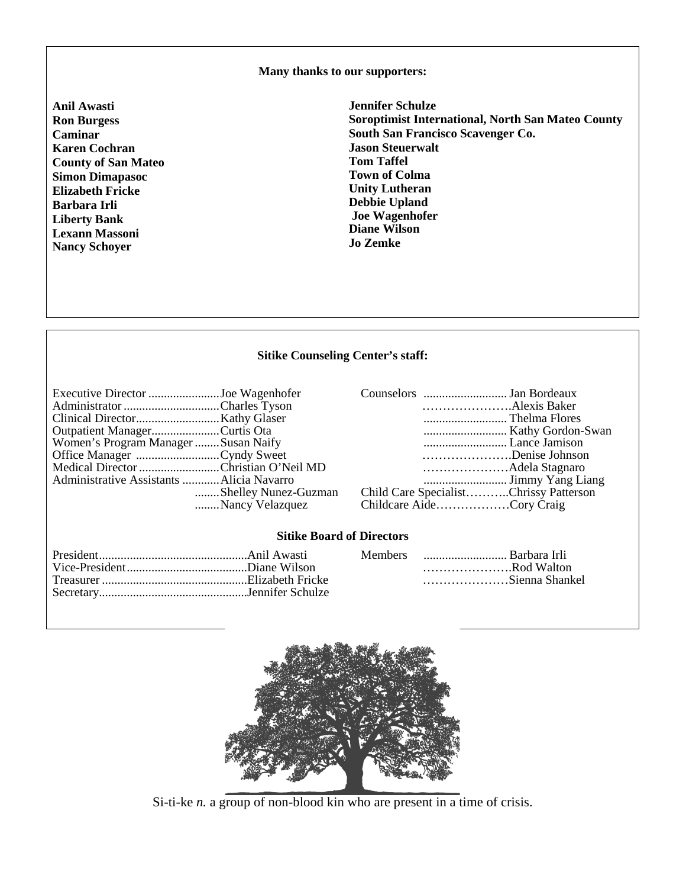**Many thanks to our supporters:**

**Anil Awasti**
**Ron Burgess**
**Caminar**
**Karen Cochran**
**County of San Mateo**
**Simon Dimapasoc**
**Elizabeth Fricke**
**Barbara Irli**
**Liberty Bank**
**Lexann Massoni**
**Nancy Schoyer**
**Jennifer Schulze**
**Soroptimist International, North San Mateo County**
**South San Francisco Scavenger Co.**
**Jason Steuerwalt**
**Tom Taffel**
**Town of Colma**
**Unity Lutheran**
**Debbie Upland**
**Joe Wagenhofer**
**Diane Wilson**
**Jo Zemke**

**Sitike Counseling Center's staff:**

Executive Director .......................Joe Wagenhofer
Administrator ...............................Charles Tyson
Clinical Director...........................Kathy Glaser
Outpatient Manager......................Curtis Ota
Women's Program Manager ........Susan Naify
Office Manager ...........................Cyndy Sweet
Medical Director ..........................Christian O'Neil MD
Administrative Assistants ............Alicia Navarro
........Shelley Nunez-Guzman
........Nancy Velazquez

Counselors ........................... Jan Bordeaux
………………….Alexis Baker
........................... Thelma Flores
........................... Kathy Gordon-Swan
........................... Lance Jamison
………………….Denise Johnson
…………………Adela Stagnaro
........................... Jimmy Yang Liang
Child Care Specialist………..Chrissy Patterson
Childcare Aide………………Cory Craig

**Sitike Board of Directors**

President................................................Anil Awasti
Vice-President.......................................Diane Wilson
Treasurer ...............................................Elizabeth Fricke
Secretary................................................Jennifer Schulze

Members ........................... Barbara Irli
………………….Rod Walton
…………………Sienna Shankel

Si-ti-ke *n.* a group of non-blood kin who are present in a time of crisis.